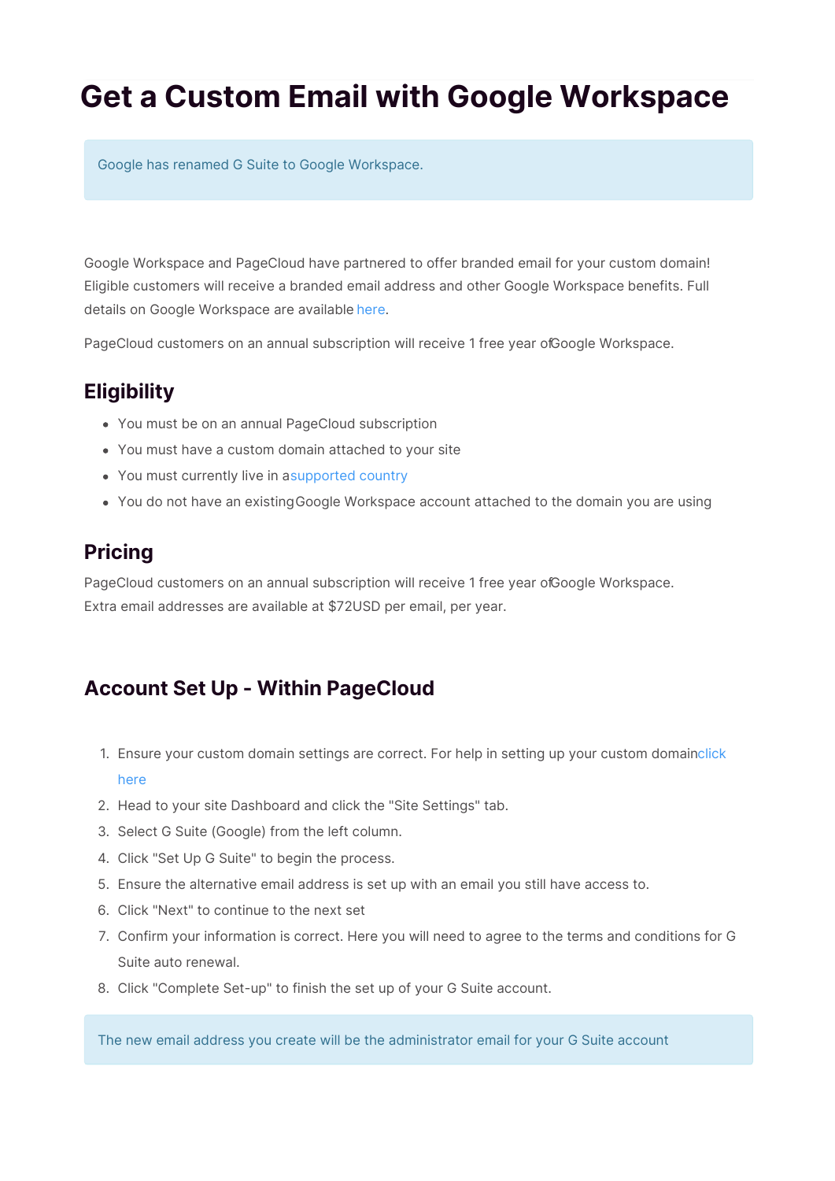# Get a Custom Email with Google Workspace

> Google has renamed G Suite to Google Workspace.

Google Workspace and PageCloud have partnered to offer branded email for your custom domain! Eligible customers will receive a branded email address and other Google Workspace benefits. Full details on Google Workspace are available here.

PageCloud customers on an annual subscription will receive 1 free year of Google Workspace.

## Eligibility

- You must be on an annual PageCloud subscription
- You must have a custom domain attached to your site
- You must currently live in a supported country
- You do not have an existing Google Workspace account attached to the domain you are using

## Pricing

PageCloud customers on an annual subscription will receive 1 free year of Google Workspace.
Extra email addresses are available at $72USD per email, per year.

## Account Set Up - Within PageCloud

1. Ensure your custom domain settings are correct. For help in setting up your custom domain click here
2. Head to your site Dashboard and click the "Site Settings" tab.
3. Select G Suite (Google) from the left column.
4. Click "Set Up G Suite" to begin the process.
5. Ensure the alternative email address is set up with an email you still have access to.
6. Click "Next" to continue to the next set
7. Confirm your information is correct. Here you will need to agree to the terms and conditions for G Suite auto renewal.
8. Click "Complete Set-up" to finish the set up of your G Suite account.

> The new email address you create will be the administrator email for your G Suite account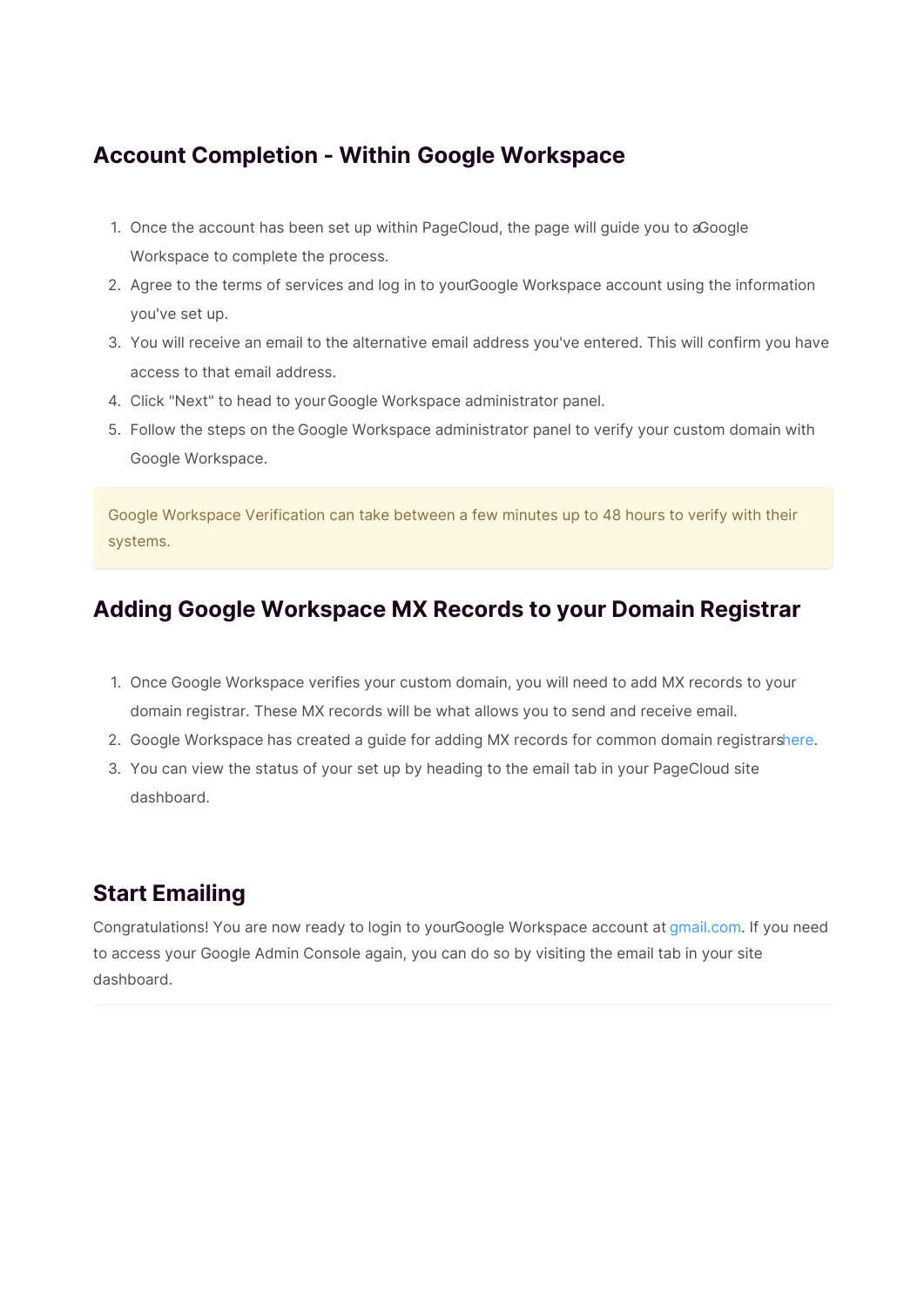## Account Completion - Within Google Workspace

1. Once the account has been set up within PageCloud, the page will guide you to a Google Workspace to complete the process.
2. Agree to the terms of services and log in to your Google Workspace account using the information you've set up.
3. You will receive an email to the alternative email address you've entered. This will confirm you have access to that email address.
4. Click "Next" to head to your Google Workspace administrator panel.
5. Follow the steps on the Google Workspace administrator panel to verify your custom domain with Google Workspace.

> Google Workspace Verification can take between a few minutes up to 48 hours to verify with their systems.

## Adding Google Workspace MX Records to your Domain Registrar

1. Once Google Workspace verifies your custom domain, you will need to add MX records to your domain registrar. These MX records will be what allows you to send and receive email.
2. Google Workspace has created a guide for adding MX records for common domain registrars here.
3. You can view the status of your set up by heading to the email tab in your PageCloud site dashboard.

## Start Emailing

Congratulations! You are now ready to login to your Google Workspace account at gmail.com. If you need to access your Google Admin Console again, you can do so by visiting the email tab in your site dashboard.